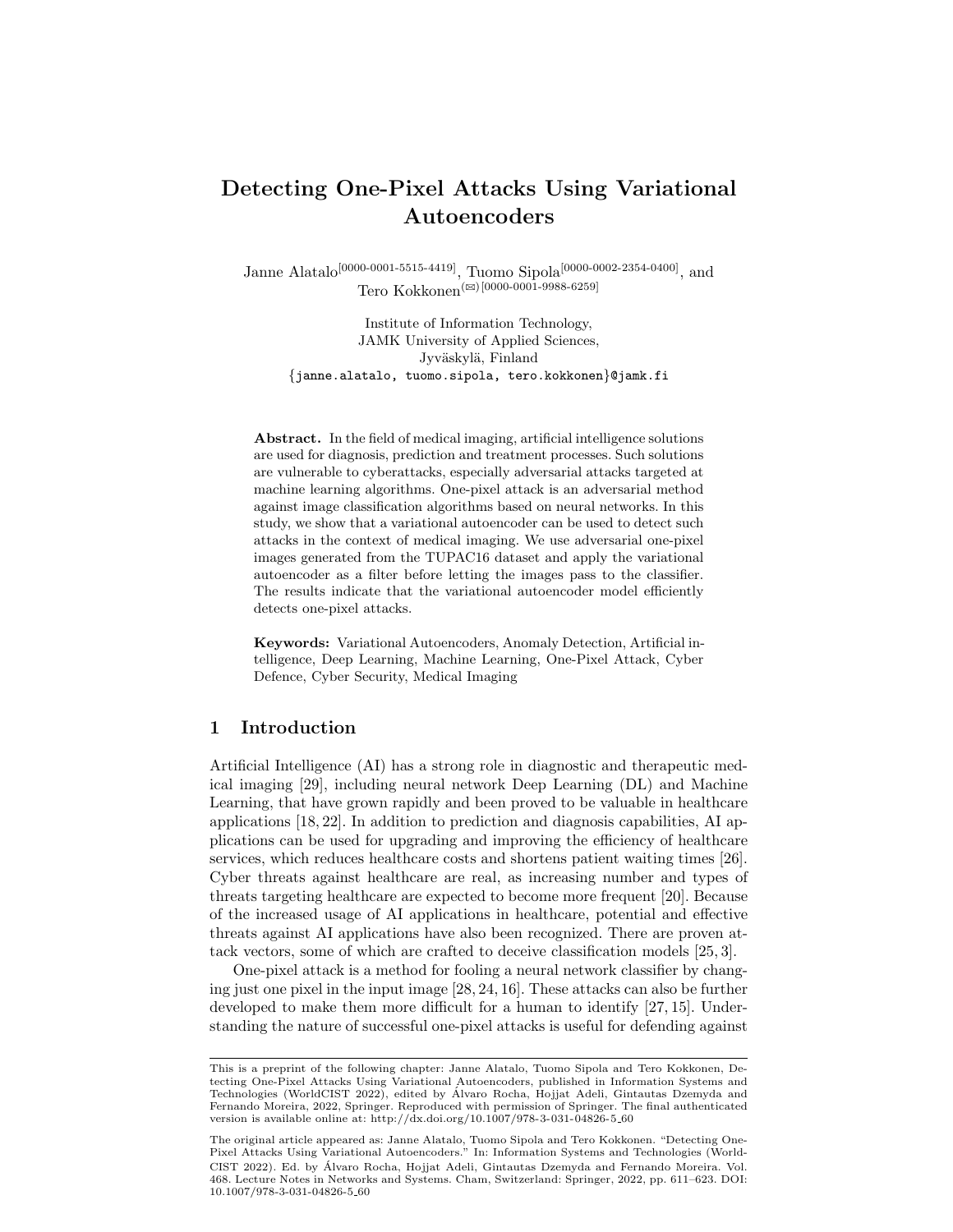# Detecting One-Pixel Attacks Using Variational Autoencoders

Janne Alatalo[0000-0001-5515-4419], Tuomo Sipola[0000-0002-2354-0400], and Tero Kokkonen(✉)[0000-0001-9988-6259]

Institute of Information Technology,
JAMK University of Applied Sciences,
Jyväskylä, Finland
{janne.alatalo, tuomo.sipola, tero.kokkonen}@jamk.fi

**Abstract.** In the field of medical imaging, artificial intelligence solutions are used for diagnosis, prediction and treatment processes. Such solutions are vulnerable to cyberattacks, especially adversarial attacks targeted at machine learning algorithms. One-pixel attack is an adversarial method against image classification algorithms based on neural networks. In this study, we show that a variational autoencoder can be used to detect such attacks in the context of medical imaging. We use adversarial one-pixel images generated from the TUPAC16 dataset and apply the variational autoencoder as a filter before letting the images pass to the classifier. The results indicate that the variational autoencoder model efficiently detects one-pixel attacks.

**Keywords:** Variational Autoencoders, Anomaly Detection, Artificial intelligence, Deep Learning, Machine Learning, One-Pixel Attack, Cyber Defence, Cyber Security, Medical Imaging

## 1 Introduction

Artificial Intelligence (AI) has a strong role in diagnostic and therapeutic medical imaging [29], including neural network Deep Learning (DL) and Machine Learning, that have grown rapidly and been proved to be valuable in healthcare applications [18, 22]. In addition to prediction and diagnosis capabilities, AI applications can be used for upgrading and improving the efficiency of healthcare services, which reduces healthcare costs and shortens patient waiting times [26]. Cyber threats against healthcare are real, as increasing number and types of threats targeting healthcare are expected to become more frequent [20]. Because of the increased usage of AI applications in healthcare, potential and effective threats against AI applications have also been recognized. There are proven attack vectors, some of which are crafted to deceive classification models [25, 3].

One-pixel attack is a method for fooling a neural network classifier by changing just one pixel in the input image [28, 24, 16]. These attacks can also be further developed to make them more difficult for a human to identify [27, 15]. Understanding the nature of successful one-pixel attacks is useful for defending against

---

This is a preprint of the following chapter: Janne Alatalo, Tuomo Sipola and Tero Kokkonen, Detecting One-Pixel Attacks Using Variational Autoencoders, published in Information Systems and Technologies (WorldCIST 2022), edited by Álvaro Rocha, Hojjat Adeli, Gintautas Dzemyda and Fernando Moreira, 2022, Springer. Reproduced with permission of Springer. The final authenticated version is available online at: http://dx.doi.org/10.1007/978-3-031-04826-5_60

The original article appeared as: Janne Alatalo, Tuomo Sipola and Tero Kokkonen. "Detecting One-Pixel Attacks Using Variational Autoencoders." In: Information Systems and Technologies (WorldCIST 2022). Ed. by Álvaro Rocha, Hojjat Adeli, Gintautas Dzemyda and Fernando Moreira. Vol. 468. Lecture Notes in Networks and Systems. Cham, Switzerland: Springer, 2022, pp. 611–623. DOI: 10.1007/978-3-031-04826-5_60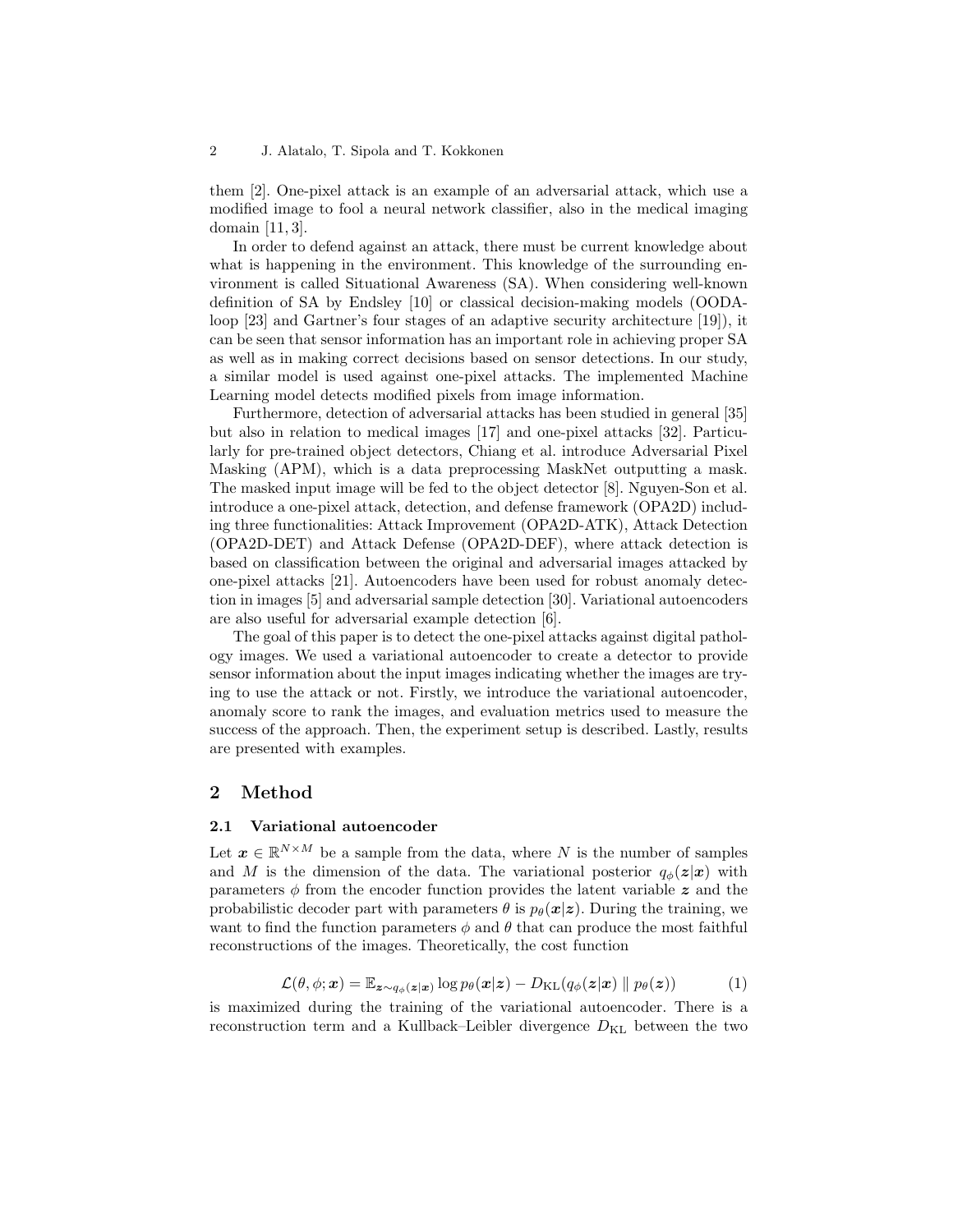them [2]. One-pixel attack is an example of an adversarial attack, which use a modified image to fool a neural network classifier, also in the medical imaging domain [11, 3].

In order to defend against an attack, there must be current knowledge about what is happening in the environment. This knowledge of the surrounding environment is called Situational Awareness (SA). When considering well-known definition of SA by Endsley [10] or classical decision-making models (OODA-loop [23] and Gartner's four stages of an adaptive security architecture [19]), it can be seen that sensor information has an important role in achieving proper SA as well as in making correct decisions based on sensor detections. In our study, a similar model is used against one-pixel attacks. The implemented Machine Learning model detects modified pixels from image information.

Furthermore, detection of adversarial attacks has been studied in general [35] but also in relation to medical images [17] and one-pixel attacks [32]. Particularly for pre-trained object detectors, Chiang et al. introduce Adversarial Pixel Masking (APM), which is a data preprocessing MaskNet outputting a mask. The masked input image will be fed to the object detector [8]. Nguyen-Son et al. introduce a one-pixel attack, detection, and defense framework (OPA2D) including three functionalities: Attack Improvement (OPA2D-ATK), Attack Detection (OPA2D-DET) and Attack Defense (OPA2D-DEF), where attack detection is based on classification between the original and adversarial images attacked by one-pixel attacks [21]. Autoencoders have been used for robust anomaly detection in images [5] and adversarial sample detection [30]. Variational autoencoders are also useful for adversarial example detection [6].

The goal of this paper is to detect the one-pixel attacks against digital pathology images. We used a variational autoencoder to create a detector to provide sensor information about the input images indicating whether the images are trying to use the attack or not. Firstly, we introduce the variational autoencoder, anomaly score to rank the images, and evaluation metrics used to measure the success of the approach. Then, the experiment setup is described. Lastly, results are presented with examples.

## 2 Method

### 2.1 Variational autoencoder

Let $\boldsymbol{x} \in \mathbb{R}^{N \times M}$ be a sample from the data, where $N$ is the number of samples and $M$ is the dimension of the data. The variational posterior $q_\phi(\boldsymbol{z}|\boldsymbol{x})$ with parameters $\phi$ from the encoder function provides the latent variable $\boldsymbol{z}$ and the probabilistic decoder part with parameters $\theta$ is $p_\theta(\boldsymbol{x}|\boldsymbol{z})$. During the training, we want to find the function parameters $\phi$ and $\theta$ that can produce the most faithful reconstructions of the images. Theoretically, the cost function

$$\mathcal{L}(\theta, \phi; \boldsymbol{x}) = \mathbb{E}_{\boldsymbol{z} \sim q_\phi(\boldsymbol{z}|\boldsymbol{x})} \log p_\theta(\boldsymbol{x}|\boldsymbol{z}) - D_{\mathrm{KL}}(q_\phi(\boldsymbol{z}|\boldsymbol{x}) \parallel p_\theta(\boldsymbol{z})) \tag{1}$$

is maximized during the training of the variational autoencoder. There is a reconstruction term and a Kullback–Leibler divergence $D_{\mathrm{KL}}$ between the two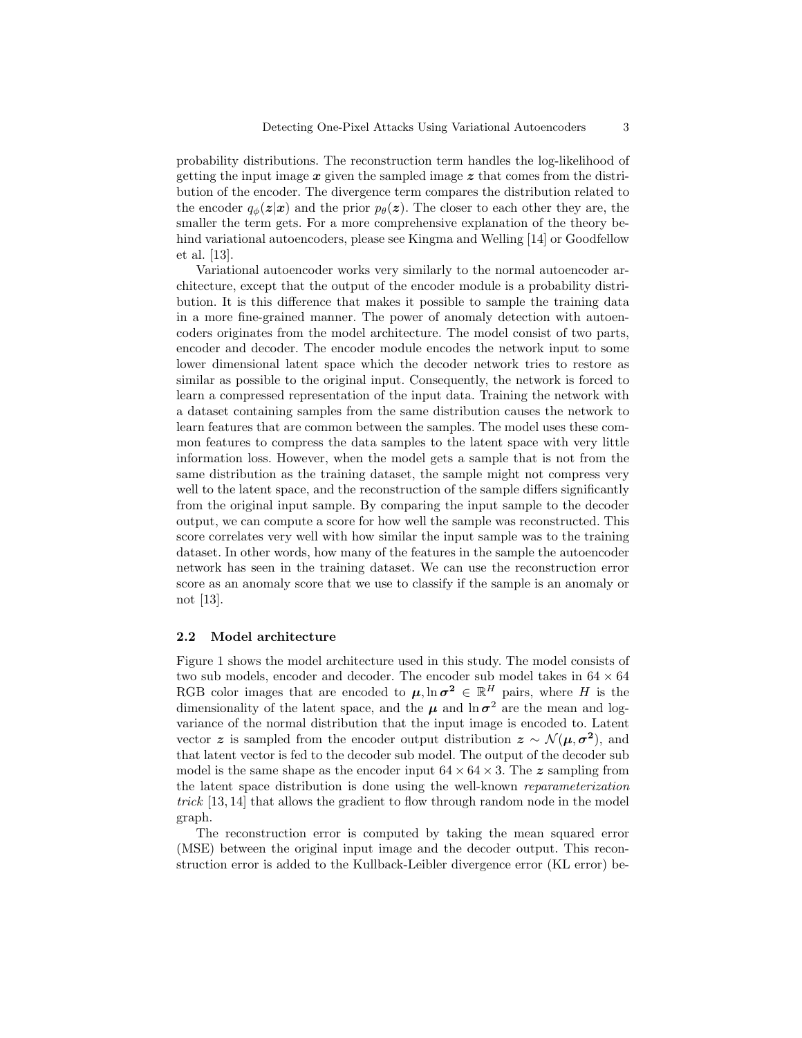probability distributions. The reconstruction term handles the log-likelihood of getting the input image $\boldsymbol{x}$ given the sampled image $\boldsymbol{z}$ that comes from the distribution of the encoder. The divergence term compares the distribution related to the encoder $q_\phi(\boldsymbol{z}|\boldsymbol{x})$ and the prior $p_\theta(\boldsymbol{z})$. The closer to each other they are, the smaller the term gets. For a more comprehensive explanation of the theory behind variational autoencoders, please see Kingma and Welling [14] or Goodfellow et al. [13].

Variational autoencoder works very similarly to the normal autoencoder architecture, except that the output of the encoder module is a probability distribution. It is this difference that makes it possible to sample the training data in a more fine-grained manner. The power of anomaly detection with autoencoders originates from the model architecture. The model consist of two parts, encoder and decoder. The encoder module encodes the network input to some lower dimensional latent space which the decoder network tries to restore as similar as possible to the original input. Consequently, the network is forced to learn a compressed representation of the input data. Training the network with a dataset containing samples from the same distribution causes the network to learn features that are common between the samples. The model uses these common features to compress the data samples to the latent space with very little information loss. However, when the model gets a sample that is not from the same distribution as the training dataset, the sample might not compress very well to the latent space, and the reconstruction of the sample differs significantly from the original input sample. By comparing the input sample to the decoder output, we can compute a score for how well the sample was reconstructed. This score correlates very well with how similar the input sample was to the training dataset. In other words, how many of the features in the sample the autoencoder network has seen in the training dataset. We can use the reconstruction error score as an anomaly score that we use to classify if the sample is an anomaly or not [13].

### 2.2 Model architecture

Figure 1 shows the model architecture used in this study. The model consists of two sub models, encoder and decoder. The encoder sub model takes in $64 \times 64$ RGB color images that are encoded to $\boldsymbol{\mu}, \ln \boldsymbol{\sigma^2} \in \mathbb{R}^H$ pairs, where $H$ is the dimensionality of the latent space, and the $\boldsymbol{\mu}$ and $\ln \boldsymbol{\sigma}^2$ are the mean and log-variance of the normal distribution that the input image is encoded to. Latent vector $\boldsymbol{z}$ is sampled from the encoder output distribution $\boldsymbol{z} \sim \mathcal{N}(\boldsymbol{\mu}, \boldsymbol{\sigma^2})$, and that latent vector is fed to the decoder sub model. The output of the decoder sub model is the same shape as the encoder input $64 \times 64 \times 3$. The $\boldsymbol{z}$ sampling from the latent space distribution is done using the well-known *reparameterization trick* [13, 14] that allows the gradient to flow through random node in the model graph.

The reconstruction error is computed by taking the mean squared error (MSE) between the original input image and the decoder output. This reconstruction error is added to the Kullback-Leibler divergence error (KL error) be-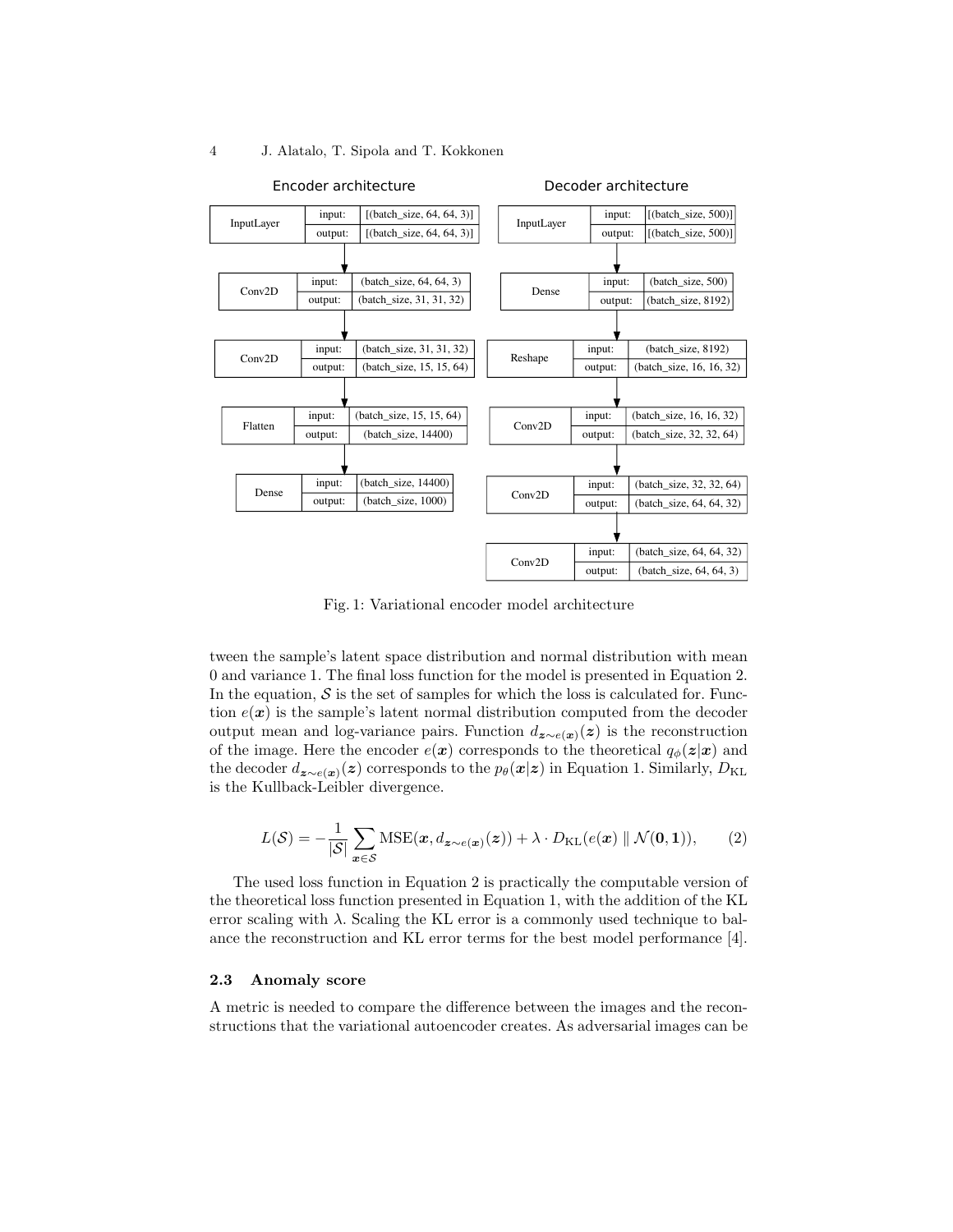Encoder architecture

| Layer | | Shape |
|---|---|---|
| InputLayer | input: | [(batch_size, 64, 64, 3)] |
| | output: | [(batch_size, 64, 64, 3)] |
| Conv2D | input: | (batch_size, 64, 64, 3) |
| | output: | (batch_size, 31, 31, 32) |
| Conv2D | input: | (batch_size, 31, 31, 32) |
| | output: | (batch_size, 15, 15, 64) |
| Flatten | input: | (batch_size, 15, 15, 64) |
| | output: | (batch_size, 14400) |
| Dense | input: | (batch_size, 14400) |
| | output: | (batch_size, 1000) |

Decoder architecture

| Layer | | Shape |
|---|---|---|
| InputLayer | input: | [(batch_size, 500)] |
| | output: | [(batch_size, 500)] |
| Dense | input: | (batch_size, 500) |
| | output: | (batch_size, 8192) |
| Reshape | input: | (batch_size, 8192) |
| | output: | (batch_size, 16, 16, 32) |
| Conv2D | input: | (batch_size, 16, 16, 32) |
| | output: | (batch_size, 32, 32, 64) |
| Conv2D | input: | (batch_size, 32, 32, 64) |
| | output: | (batch_size, 64, 64, 32) |
| Conv2D | input: | (batch_size, 64, 64, 32) |
| | output: | (batch_size, 64, 64, 3) |

Fig. 1: Variational encoder model architecture

tween the sample's latent space distribution and normal distribution with mean 0 and variance 1. The final loss function for the model is presented in Equation 2. In the equation, $\mathcal{S}$ is the set of samples for which the loss is calculated for. Function $e(\boldsymbol{x})$ is the sample's latent normal distribution computed from the decoder output mean and log-variance pairs. Function $d_{\boldsymbol{z}\sim e(\boldsymbol{x})}(\boldsymbol{z})$ is the reconstruction of the image. Here the encoder $e(\boldsymbol{x})$ corresponds to the theoretical $q_\phi(\boldsymbol{z}|\boldsymbol{x})$ and the decoder $d_{\boldsymbol{z}\sim e(\boldsymbol{x})}(\boldsymbol{z})$ corresponds to the $p_\theta(\boldsymbol{x}|\boldsymbol{z})$ in Equation 1. Similarly, $D_{\mathrm{KL}}$ is the Kullback-Leibler divergence.

$$L(\mathcal{S}) = -\frac{1}{|\mathcal{S}|}\sum_{\boldsymbol{x}\in\mathcal{S}} \mathrm{MSE}(\boldsymbol{x}, d_{\boldsymbol{z}\sim e(\boldsymbol{x})}(\boldsymbol{z})) + \lambda \cdot D_{\mathrm{KL}}(e(\boldsymbol{x}) \parallel \mathcal{N}(\mathbf{0},\mathbf{1})), \tag{2}$$

The used loss function in Equation 2 is practically the computable version of the theoretical loss function presented in Equation 1, with the addition of the KL error scaling with $\lambda$. Scaling the KL error is a commonly used technique to balance the reconstruction and KL error terms for the best model performance [4].

### 2.3 Anomaly score

A metric is needed to compare the difference between the images and the reconstructions that the variational autoencoder creates. As adversarial images can be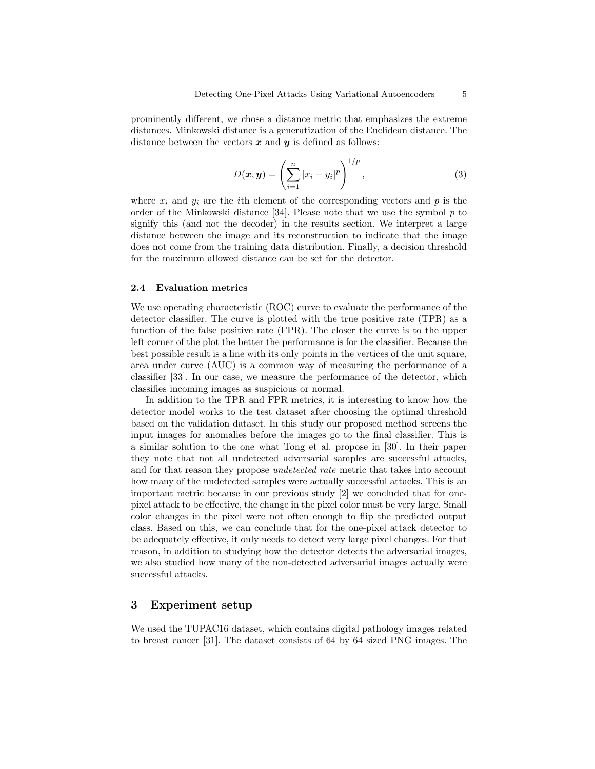prominently different, we chose a distance metric that emphasizes the extreme distances. Minkowski distance is a generalization of the Euclidean distance. The distance between the vectors $\boldsymbol{x}$ and $\boldsymbol{y}$ is defined as follows:

$$D(\boldsymbol{x}, \boldsymbol{y}) = \left( \sum_{i=1}^{n} |x_i - y_i|^p \right)^{1/p}, \tag{3}$$

where $x_i$ and $y_i$ are the $i$th element of the corresponding vectors and $p$ is the order of the Minkowski distance [34]. Please note that we use the symbol $p$ to signify this (and not the decoder) in the results section. We interpret a large distance between the image and its reconstruction to indicate that the image does not come from the training data distribution. Finally, a decision threshold for the maximum allowed distance can be set for the detector.

### 2.4 Evaluation metrics

We use operating characteristic (ROC) curve to evaluate the performance of the detector classifier. The curve is plotted with the true positive rate (TPR) as a function of the false positive rate (FPR). The closer the curve is to the upper left corner of the plot the better the performance is for the classifier. Because the best possible result is a line with its only points in the vertices of the unit square, area under curve (AUC) is a common way of measuring the performance of a classifier [33]. In our case, we measure the performance of the detector, which classifies incoming images as suspicious or normal.

In addition to the TPR and FPR metrics, it is interesting to know how the detector model works to the test dataset after choosing the optimal threshold based on the validation dataset. In this study our proposed method screens the input images for anomalies before the images go to the final classifier. This is a similar solution to the one what Tong et al. propose in [30]. In their paper they note that not all undetected adversarial samples are successful attacks, and for that reason they propose *undetected rate* metric that takes into account how many of the undetected samples were actually successful attacks. This is an important metric because in our previous study [2] we concluded that for one-pixel attack to be effective, the change in the pixel color must be very large. Small color changes in the pixel were not often enough to flip the predicted output class. Based on this, we can conclude that for the one-pixel attack detector to be adequately effective, it only needs to detect very large pixel changes. For that reason, in addition to studying how the detector detects the adversarial images, we also studied how many of the non-detected adversarial images actually were successful attacks.

## 3 Experiment setup

We used the TUPAC16 dataset, which contains digital pathology images related to breast cancer [31]. The dataset consists of 64 by 64 sized PNG images. The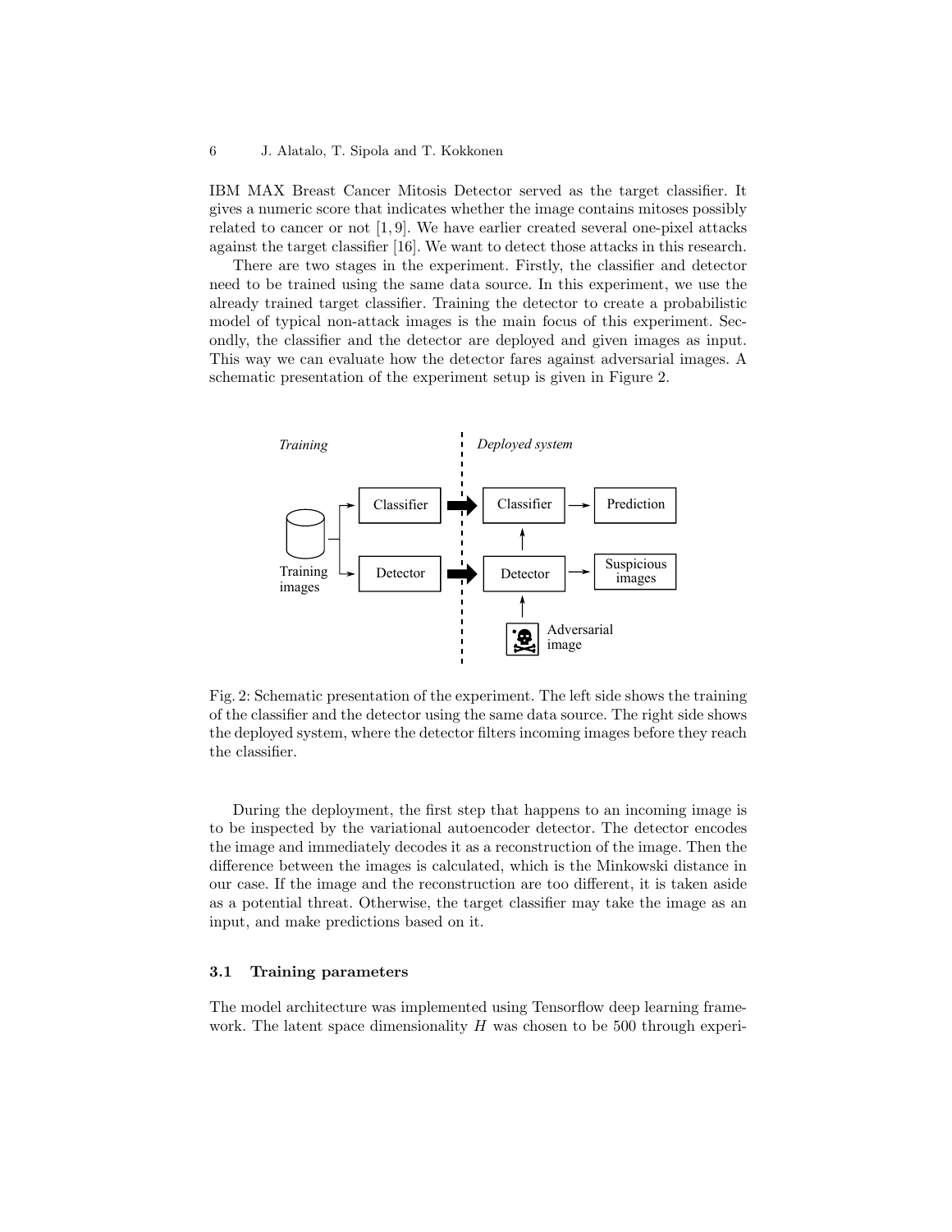IBM MAX Breast Cancer Mitosis Detector served as the target classifier. It gives a numeric score that indicates whether the image contains mitoses possibly related to cancer or not [1, 9]. We have earlier created several one-pixel attacks against the target classifier [16]. We want to detect those attacks in this research.

There are two stages in the experiment. Firstly, the classifier and detector need to be trained using the same data source. In this experiment, we use the already trained target classifier. Training the detector to create a probabilistic model of typical non-attack images is the main focus of this experiment. Secondly, the classifier and the detector are deployed and given images as input. This way we can evaluate how the detector fares against adversarial images. A schematic presentation of the experiment setup is given in Figure 2.

Fig. 2: Schematic presentation of the experiment. The left side shows the training of the classifier and the detector using the same data source. The right side shows the deployed system, where the detector filters incoming images before they reach the classifier.

During the deployment, the first step that happens to an incoming image is to be inspected by the variational autoencoder detector. The detector encodes the image and immediately decodes it as a reconstruction of the image. Then the difference between the images is calculated, which is the Minkowski distance in our case. If the image and the reconstruction are too different, it is taken aside as a potential threat. Otherwise, the target classifier may take the image as an input, and make predictions based on it.

### 3.1 Training parameters

The model architecture was implemented using Tensorflow deep learning framework. The latent space dimensionality $H$ was chosen to be 500 through experi-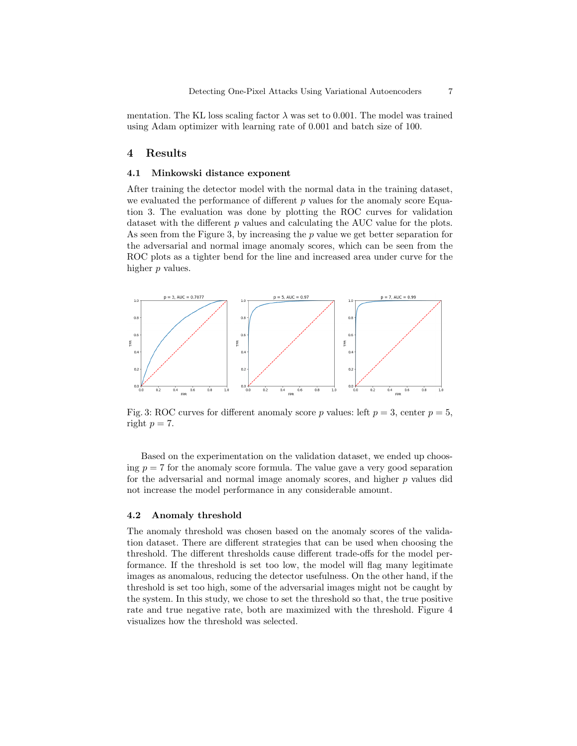mentation. The KL loss scaling factor $\lambda$ was set to 0.001. The model was trained using Adam optimizer with learning rate of 0.001 and batch size of 100.

## 4 Results

### 4.1 Minkowski distance exponent

After training the detector model with the normal data in the training dataset, we evaluated the performance of different $p$ values for the anomaly score Equation 3. The evaluation was done by plotting the ROC curves for validation dataset with the different $p$ values and calculating the AUC value for the plots. As seen from the Figure 3, by increasing the $p$ value we get better separation for the adversarial and normal image anomaly scores, which can be seen from the ROC plots as a tighter bend for the line and increased area under curve for the higher $p$ values.

Fig. 3: ROC curves for different anomaly score $p$ values: left $p = 3$, center $p = 5$, right $p = 7$.

Based on the experimentation on the validation dataset, we ended up choosing $p = 7$ for the anomaly score formula. The value gave a very good separation for the adversarial and normal image anomaly scores, and higher $p$ values did not increase the model performance in any considerable amount.

### 4.2 Anomaly threshold

The anomaly threshold was chosen based on the anomaly scores of the validation dataset. There are different strategies that can be used when choosing the threshold. The different thresholds cause different trade-offs for the model performance. If the threshold is set too low, the model will flag many legitimate images as anomalous, reducing the detector usefulness. On the other hand, if the threshold is set too high, some of the adversarial images might not be caught by the system. In this study, we chose to set the threshold so that, the true positive rate and true negative rate, both are maximized with the threshold. Figure 4 visualizes how the threshold was selected.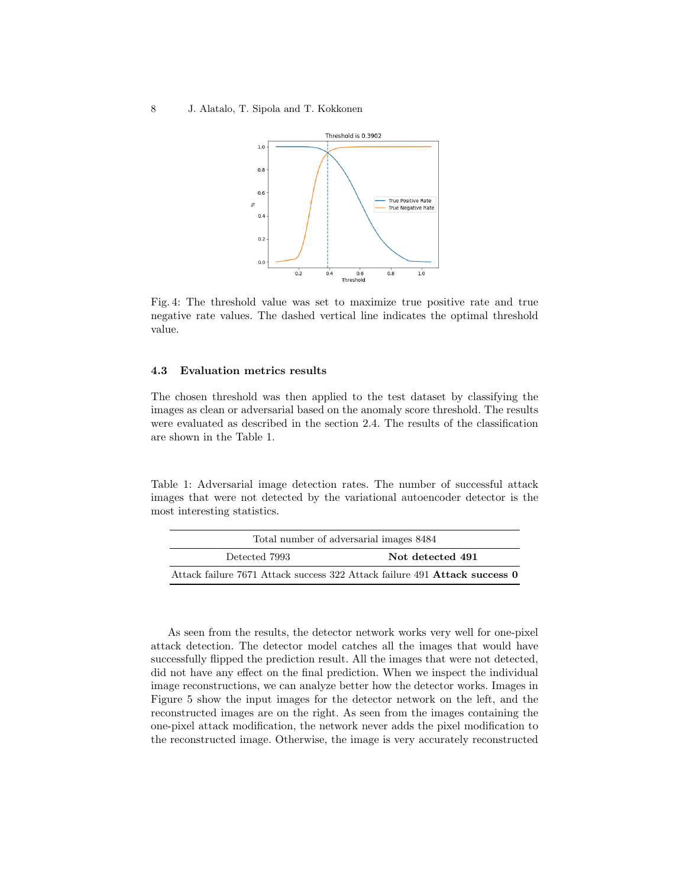Fig. 4: The threshold value was set to maximize true positive rate and true negative rate values. The dashed vertical line indicates the optimal threshold value.

### 4.3 Evaluation metrics results

The chosen threshold was then applied to the test dataset by classifying the images as clean or adversarial based on the anomaly score threshold. The results were evaluated as described in the section 2.4. The results of the classification are shown in the Table 1.

Table 1: Adversarial image detection rates. The number of successful attack images that were not detected by the variational autoencoder detector is the most interesting statistics.

| Total number of adversarial images 8484 | | | |
|---|---|---|---|
| Detected 7993 | | **Not detected 491** | |
| Attack failure 7671 | Attack success 322 | Attack failure 491 | **Attack success 0** |

As seen from the results, the detector network works very well for one-pixel attack detection. The detector model catches all the images that would have successfully flipped the prediction result. All the images that were not detected, did not have any effect on the final prediction. When we inspect the individual image reconstructions, we can analyze better how the detector works. Images in Figure 5 show the input images for the detector network on the left, and the reconstructed images are on the right. As seen from the images containing the one-pixel attack modification, the network never adds the pixel modification to the reconstructed image. Otherwise, the image is very accurately reconstructed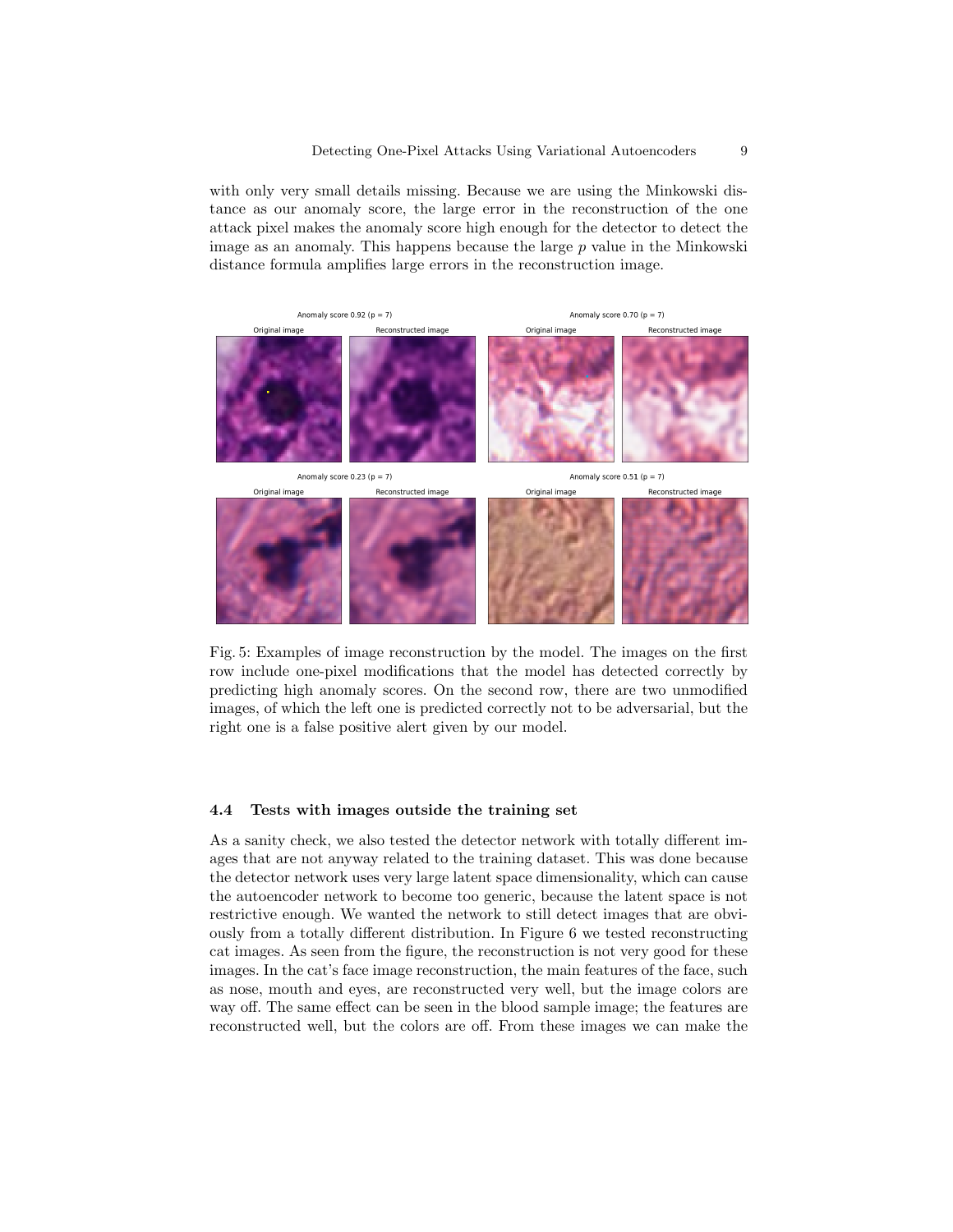with only very small details missing. Because we are using the Minkowski distance as our anomaly score, the large error in the reconstruction of the one attack pixel makes the anomaly score high enough for the detector to detect the image as an anomaly. This happens because the large $p$ value in the Minkowski distance formula amplifies large errors in the reconstruction image.

Fig. 5: Examples of image reconstruction by the model. The images on the first row include one-pixel modifications that the model has detected correctly by predicting high anomaly scores. On the second row, there are two unmodified images, of which the left one is predicted correctly not to be adversarial, but the right one is a false positive alert given by our model.

### 4.4 Tests with images outside the training set

As a sanity check, we also tested the detector network with totally different images that are not anyway related to the training dataset. This was done because the detector network uses very large latent space dimensionality, which can cause the autoencoder network to become too generic, because the latent space is not restrictive enough. We wanted the network to still detect images that are obviously from a totally different distribution. In Figure 6 we tested reconstructing cat images. As seen from the figure, the reconstruction is not very good for these images. In the cat's face image reconstruction, the main features of the face, such as nose, mouth and eyes, are reconstructed very well, but the image colors are way off. The same effect can be seen in the blood sample image; the features are reconstructed well, but the colors are off. From these images we can make the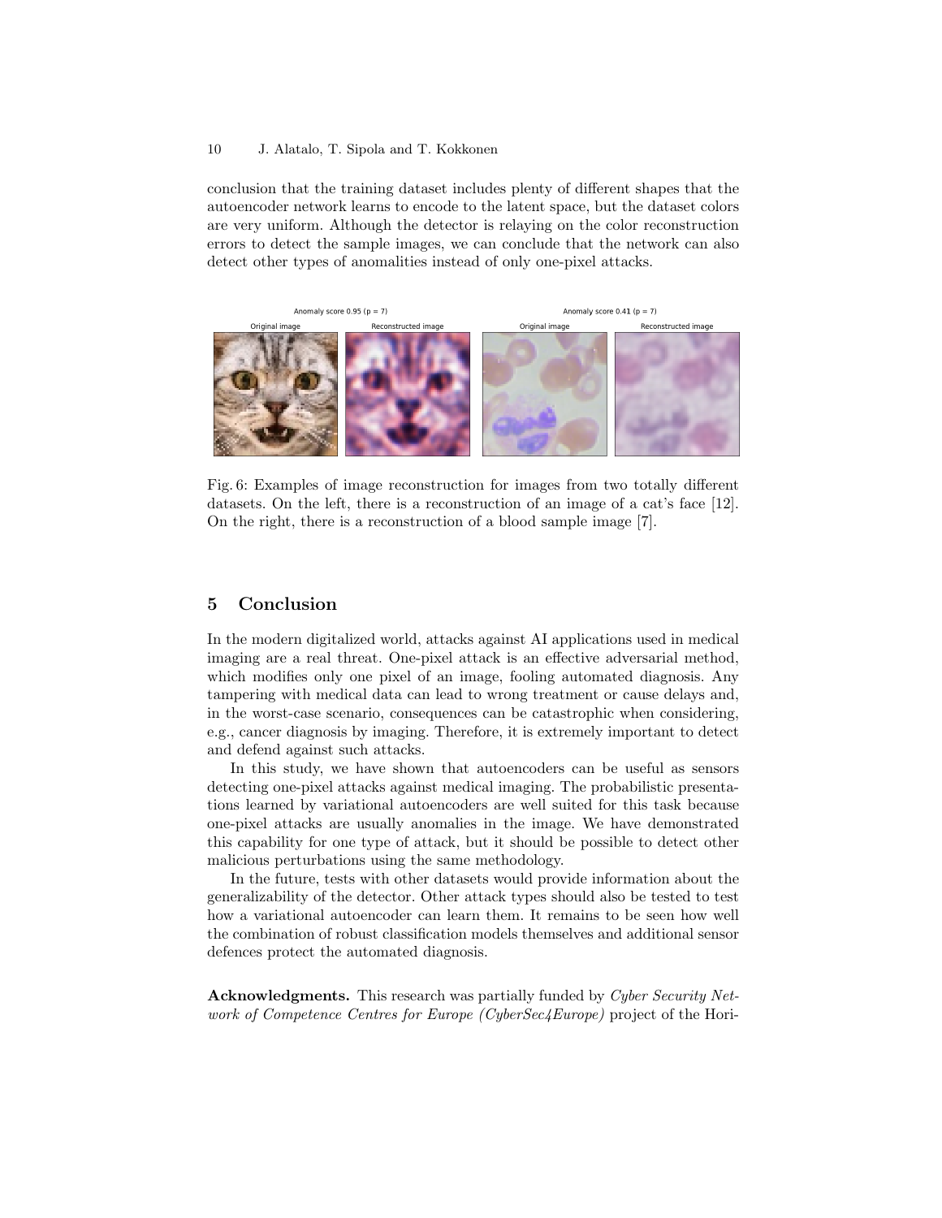conclusion that the training dataset includes plenty of different shapes that the autoencoder network learns to encode to the latent space, but the dataset colors are very uniform. Although the detector is relaying on the color reconstruction errors to detect the sample images, we can conclude that the network can also detect other types of anomalities instead of only one-pixel attacks.

Fig. 6: Examples of image reconstruction for images from two totally different datasets. On the left, there is a reconstruction of an image of a cat's face [12]. On the right, there is a reconstruction of a blood sample image [7].

## 5 Conclusion

In the modern digitalized world, attacks against AI applications used in medical imaging are a real threat. One-pixel attack is an effective adversarial method, which modifies only one pixel of an image, fooling automated diagnosis. Any tampering with medical data can lead to wrong treatment or cause delays and, in the worst-case scenario, consequences can be catastrophic when considering, e.g., cancer diagnosis by imaging. Therefore, it is extremely important to detect and defend against such attacks.

In this study, we have shown that autoencoders can be useful as sensors detecting one-pixel attacks against medical imaging. The probabilistic presentations learned by variational autoencoders are well suited for this task because one-pixel attacks are usually anomalies in the image. We have demonstrated this capability for one type of attack, but it should be possible to detect other malicious perturbations using the same methodology.

In the future, tests with other datasets would provide information about the generalizability of the detector. Other attack types should also be tested to test how a variational autoencoder can learn them. It remains to be seen how well the combination of robust classification models themselves and additional sensor defences protect the automated diagnosis.

**Acknowledgments.** This research was partially funded by *Cyber Security Network of Competence Centres for Europe (CyberSec4Europe)* project of the Hori-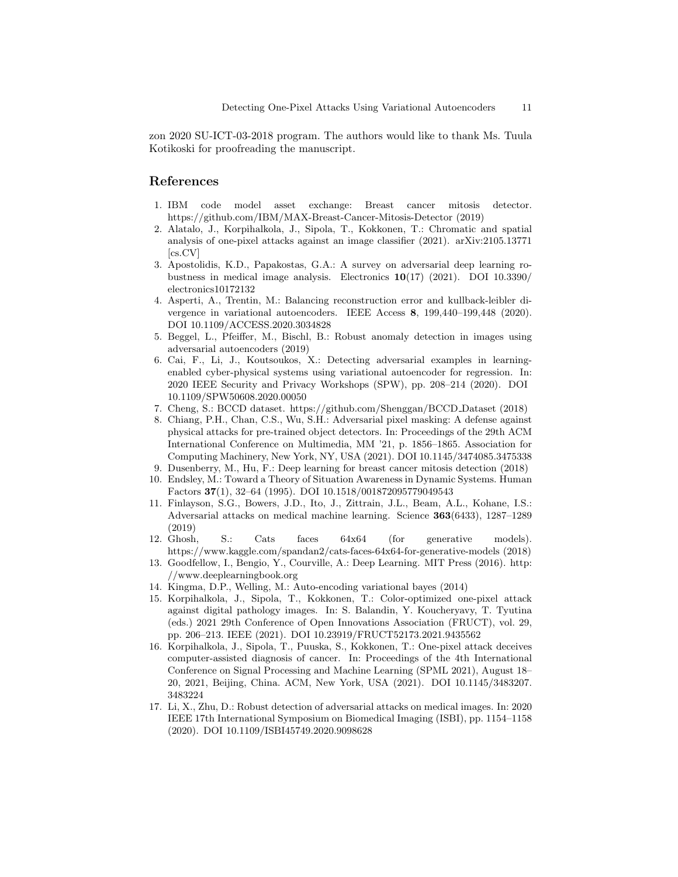zon 2020 SU-ICT-03-2018 program. The authors would like to thank Ms. Tuula Kotikoski for proofreading the manuscript.

## References

1. IBM code model asset exchange: Breast cancer mitosis detector. https://github.com/IBM/MAX-Breast-Cancer-Mitosis-Detector (2019)
2. Alatalo, J., Korpihalkola, J., Sipola, T., Kokkonen, T.: Chromatic and spatial analysis of one-pixel attacks against an image classifier (2021). arXiv:2105.13771 [cs.CV]
3. Apostolidis, K.D., Papakostas, G.A.: A survey on adversarial deep learning robustness in medical image analysis. Electronics **10**(17) (2021). DOI 10.3390/electronics10172132
4. Asperti, A., Trentin, M.: Balancing reconstruction error and kullback-leibler divergence in variational autoencoders. IEEE Access **8**, 199,440–199,448 (2020). DOI 10.1109/ACCESS.2020.3034828
5. Beggel, L., Pfeiffer, M., Bischl, B.: Robust anomaly detection in images using adversarial autoencoders (2019)
6. Cai, F., Li, J., Koutsoukos, X.: Detecting adversarial examples in learning-enabled cyber-physical systems using variational autoencoder for regression. In: 2020 IEEE Security and Privacy Workshops (SPW), pp. 208–214 (2020). DOI 10.1109/SPW50608.2020.00050
7. Cheng, S.: BCCD dataset. https://github.com/Shenggan/BCCD_Dataset (2018)
8. Chiang, P.H., Chan, C.S., Wu, S.H.: Adversarial pixel masking: A defense against physical attacks for pre-trained object detectors. In: Proceedings of the 29th ACM International Conference on Multimedia, MM '21, p. 1856–1865. Association for Computing Machinery, New York, NY, USA (2021). DOI 10.1145/3474085.3475338
9. Dusenberry, M., Hu, F.: Deep learning for breast cancer mitosis detection (2018)
10. Endsley, M.: Toward a Theory of Situation Awareness in Dynamic Systems. Human Factors **37**(1), 32–64 (1995). DOI 10.1518/001872095779049543
11. Finlayson, S.G., Bowers, J.D., Ito, J., Zittrain, J.L., Beam, A.L., Kohane, I.S.: Adversarial attacks on medical machine learning. Science **363**(6433), 1287–1289 (2019)
12. Ghosh, S.: Cats faces 64x64 (for generative models). https://www.kaggle.com/spandan2/cats-faces-64x64-for-generative-models (2018)
13. Goodfellow, I., Bengio, Y., Courville, A.: Deep Learning. MIT Press (2016). http://www.deeplearningbook.org
14. Kingma, D.P., Welling, M.: Auto-encoding variational bayes (2014)
15. Korpihalkola, J., Sipola, T., Kokkonen, T.: Color-optimized one-pixel attack against digital pathology images. In: S. Balandin, Y. Koucheryavy, T. Tyutina (eds.) 2021 29th Conference of Open Innovations Association (FRUCT), vol. 29, pp. 206–213. IEEE (2021). DOI 10.23919/FRUCT52173.2021.9435562
16. Korpihalkola, J., Sipola, T., Puuska, S., Kokkonen, T.: One-pixel attack deceives computer-assisted diagnosis of cancer. In: Proceedings of the 4th International Conference on Signal Processing and Machine Learning (SPML 2021), August 18–20, 2021, Beijing, China. ACM, New York, USA (2021). DOI 10.1145/3483207.3483224
17. Li, X., Zhu, D.: Robust detection of adversarial attacks on medical images. In: 2020 IEEE 17th International Symposium on Biomedical Imaging (ISBI), pp. 1154–1158 (2020). DOI 10.1109/ISBI45749.2020.9098628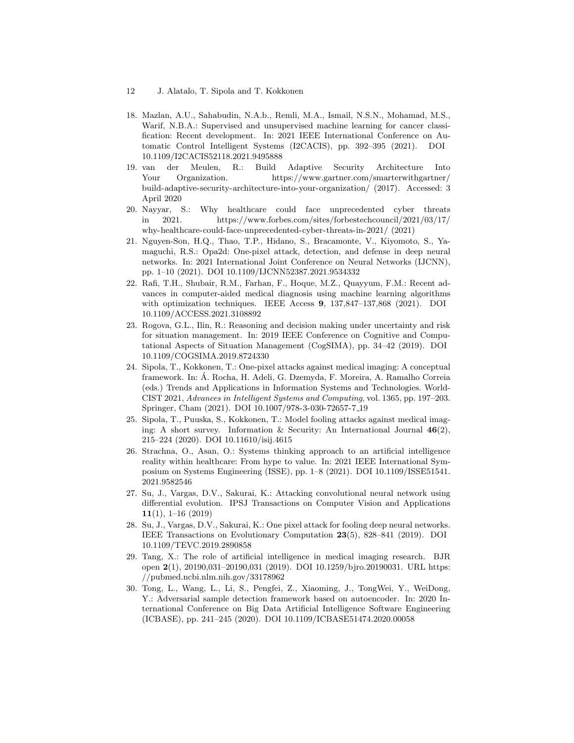18. Mazlan, A.U., Sahabudin, N.A.b., Remli, M.A., Ismail, N.S.N., Mohamad, M.S., Warif, N.B.A.: Supervised and unsupervised machine learning for cancer classification: Recent development. In: 2021 IEEE International Conference on Automatic Control Intelligent Systems (I2CACIS), pp. 392–395 (2021). DOI 10.1109/I2CACIS52118.2021.9495888
19. van der Meulen, R.: Build Adaptive Security Architecture Into Your Organization. https://www.gartner.com/smarterwithgartner/build-adaptive-security-architecture-into-your-organization/ (2017). Accessed: 3 April 2020
20. Nayyar, S.: Why healthcare could face unprecedented cyber threats in 2021. https://www.forbes.com/sites/forbestechcouncil/2021/03/17/why-healthcare-could-face-unprecedented-cyber-threats-in-2021/ (2021)
21. Nguyen-Son, H.Q., Thao, T.P., Hidano, S., Bracamonte, V., Kiyomoto, S., Yamaguchi, R.S.: Opa2d: One-pixel attack, detection, and defense in deep neural networks. In: 2021 International Joint Conference on Neural Networks (IJCNN), pp. 1–10 (2021). DOI 10.1109/IJCNN52387.2021.9534332
22. Rafi, T.H., Shubair, R.M., Farhan, F., Hoque, M.Z., Quayyum, F.M.: Recent advances in computer-aided medical diagnosis using machine learning algorithms with optimization techniques. IEEE Access **9**, 137,847–137,868 (2021). DOI 10.1109/ACCESS.2021.3108892
23. Rogova, G.L., Ilin, R.: Reasoning and decision making under uncertainty and risk for situation management. In: 2019 IEEE Conference on Cognitive and Computational Aspects of Situation Management (CogSIMA), pp. 34–42 (2019). DOI 10.1109/COGSIMA.2019.8724330
24. Sipola, T., Kokkonen, T.: One-pixel attacks against medical imaging: A conceptual framework. In: Á. Rocha, H. Adeli, G. Dzemyda, F. Moreira, A. Ramalho Correia (eds.) Trends and Applications in Information Systems and Technologies. WorldCIST 2021, *Advances in Intelligent Systems and Computing*, vol. 1365, pp. 197–203. Springer, Cham (2021). DOI 10.1007/978-3-030-72657-7_19
25. Sipola, T., Puuska, S., Kokkonen, T.: Model fooling attacks against medical imaging: A short survey. Information & Security: An International Journal **46**(2), 215–224 (2020). DOI 10.11610/isij.4615
26. Strachna, O., Asan, O.: Systems thinking approach to an artificial intelligence reality within healthcare: From hype to value. In: 2021 IEEE International Symposium on Systems Engineering (ISSE), pp. 1–8 (2021). DOI 10.1109/ISSE51541.2021.9582546
27. Su, J., Vargas, D.V., Sakurai, K.: Attacking convolutional neural network using differential evolution. IPSJ Transactions on Computer Vision and Applications **11**(1), 1–16 (2019)
28. Su, J., Vargas, D.V., Sakurai, K.: One pixel attack for fooling deep neural networks. IEEE Transactions on Evolutionary Computation **23**(5), 828–841 (2019). DOI 10.1109/TEVC.2019.2890858
29. Tang, X.: The role of artificial intelligence in medical imaging research. BJR open **2**(1), 20190,031–20190,031 (2019). DOI 10.1259/bjro.20190031. URL https://pubmed.ncbi.nlm.nih.gov/33178962
30. Tong, L., Wang, L., Li, S., Pengfei, Z., Xiaoming, J., TongWei, Y., WeiDong, Y.: Adversarial sample detection framework based on autoencoder. In: 2020 International Conference on Big Data Artificial Intelligence Software Engineering (ICBASE), pp. 241–245 (2020). DOI 10.1109/ICBASE51474.2020.00058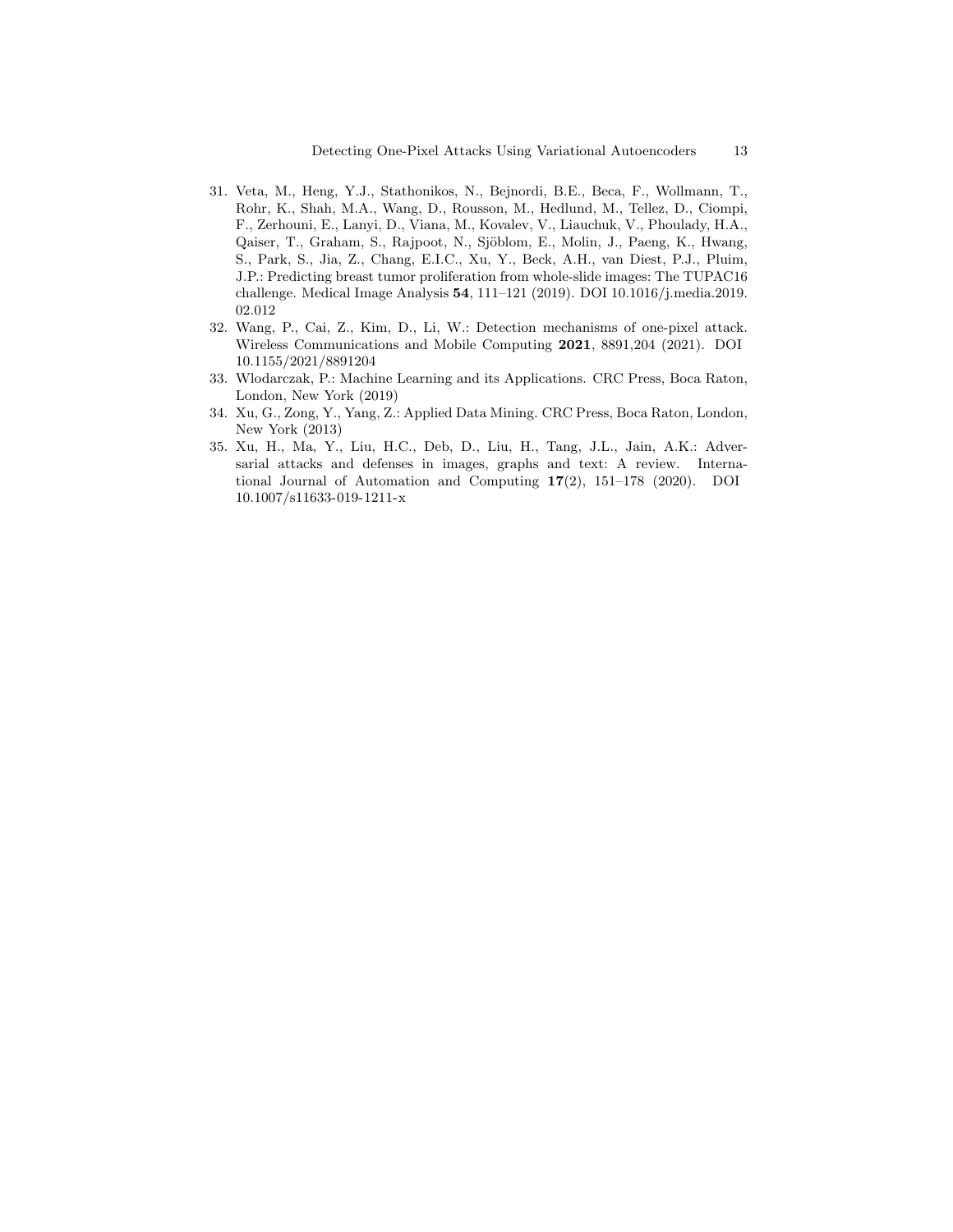31. Veta, M., Heng, Y.J., Stathonikos, N., Bejnordi, B.E., Beca, F., Wollmann, T., Rohr, K., Shah, M.A., Wang, D., Rousson, M., Hedlund, M., Tellez, D., Ciompi, F., Zerhouni, E., Lanyi, D., Viana, M., Kovalev, V., Liauchuk, V., Phoulady, H.A., Qaiser, T., Graham, S., Rajpoot, N., Sjöblom, E., Molin, J., Paeng, K., Hwang, S., Park, S., Jia, Z., Chang, E.I.C., Xu, Y., Beck, A.H., van Diest, P.J., Pluim, J.P.: Predicting breast tumor proliferation from whole-slide images: The TUPAC16 challenge. Medical Image Analysis **54**, 111–121 (2019). DOI 10.1016/j.media.2019.02.012
32. Wang, P., Cai, Z., Kim, D., Li, W.: Detection mechanisms of one-pixel attack. Wireless Communications and Mobile Computing **2021**, 8891,204 (2021). DOI 10.1155/2021/8891204
33. Wlodarczak, P.: Machine Learning and its Applications. CRC Press, Boca Raton, London, New York (2019)
34. Xu, G., Zong, Y., Yang, Z.: Applied Data Mining. CRC Press, Boca Raton, London, New York (2013)
35. Xu, H., Ma, Y., Liu, H.C., Deb, D., Liu, H., Tang, J.L., Jain, A.K.: Adversarial attacks and defenses in images, graphs and text: A review. International Journal of Automation and Computing **17**(2), 151–178 (2020). DOI 10.1007/s11633-019-1211-x